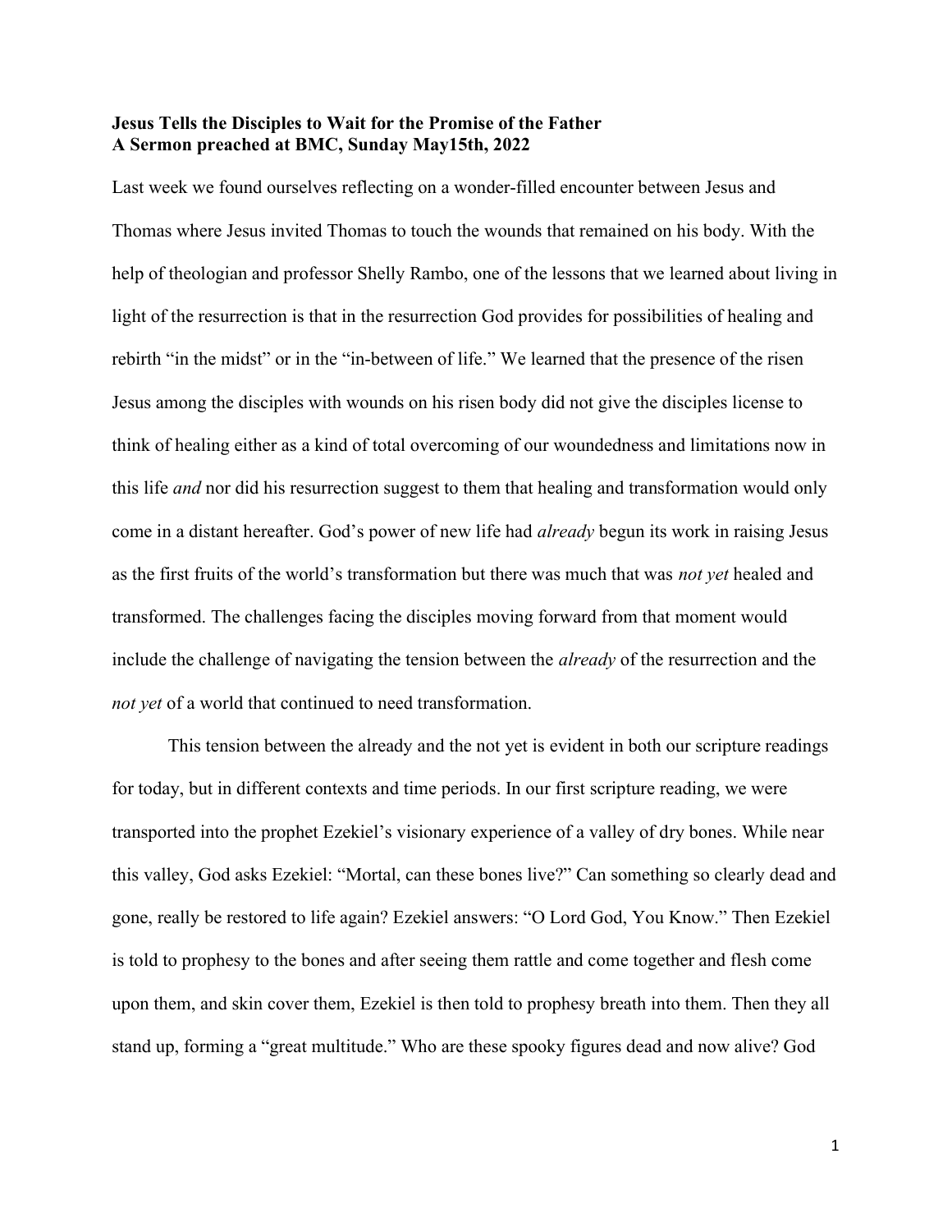**Jesus Tells the Disciples to Wait for the Promise of the Father**
**A Sermon preached at BMC, Sunday May15th, 2022**

Last week we found ourselves reflecting on a wonder-filled encounter between Jesus and Thomas where Jesus invited Thomas to touch the wounds that remained on his body. With the help of theologian and professor Shelly Rambo, one of the lessons that we learned about living in light of the resurrection is that in the resurrection God provides for possibilities of healing and rebirth "in the midst" or in the "in-between of life." We learned that the presence of the risen Jesus among the disciples with wounds on his risen body did not give the disciples license to think of healing either as a kind of total overcoming of our woundedness and limitations now in this life *and* nor did his resurrection suggest to them that healing and transformation would only come in a distant hereafter. God's power of new life had *already* begun its work in raising Jesus as the first fruits of the world's transformation but there was much that was *not yet* healed and transformed. The challenges facing the disciples moving forward from that moment would include the challenge of navigating the tension between the *already* of the resurrection and the *not yet* of a world that continued to need transformation.

This tension between the already and the not yet is evident in both our scripture readings for today, but in different contexts and time periods. In our first scripture reading, we were transported into the prophet Ezekiel's visionary experience of a valley of dry bones. While near this valley, God asks Ezekiel: "Mortal, can these bones live?" Can something so clearly dead and gone, really be restored to life again? Ezekiel answers: "O Lord God, You Know." Then Ezekiel is told to prophesy to the bones and after seeing them rattle and come together and flesh come upon them, and skin cover them, Ezekiel is then told to prophesy breath into them. Then they all stand up, forming a "great multitude." Who are these spooky figures dead and now alive? God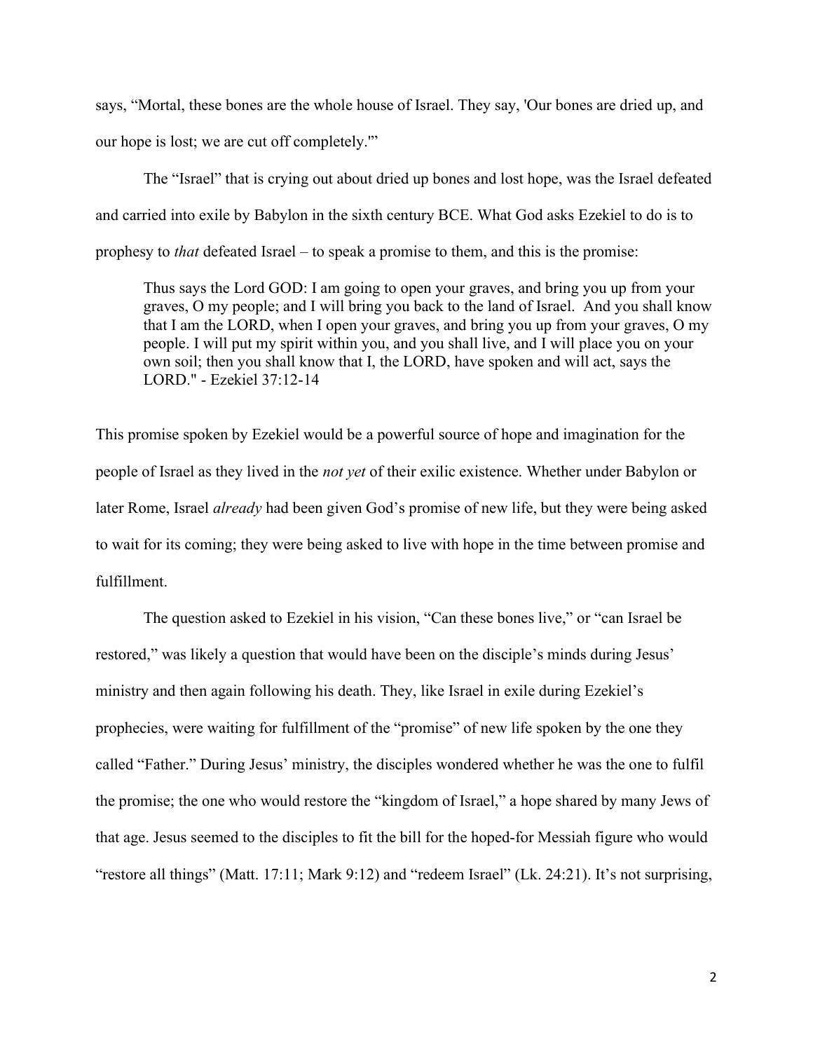says, "Mortal, these bones are the whole house of Israel. They say, 'Our bones are dried up, and our hope is lost; we are cut off completely.'"

The "Israel" that is crying out about dried up bones and lost hope, was the Israel defeated and carried into exile by Babylon in the sixth century BCE. What God asks Ezekiel to do is to prophesy to *that* defeated Israel – to speak a promise to them, and this is the promise:

> Thus says the Lord GOD: I am going to open your graves, and bring you up from your graves, O my people; and I will bring you back to the land of Israel. And you shall know that I am the LORD, when I open your graves, and bring you up from your graves, O my people. I will put my spirit within you, and you shall live, and I will place you on your own soil; then you shall know that I, the LORD, have spoken and will act, says the LORD." - Ezekiel 37:12-14

This promise spoken by Ezekiel would be a powerful source of hope and imagination for the people of Israel as they lived in the *not yet* of their exilic existence. Whether under Babylon or later Rome, Israel *already* had been given God's promise of new life, but they were being asked to wait for its coming; they were being asked to live with hope in the time between promise and fulfillment.

The question asked to Ezekiel in his vision, "Can these bones live," or "can Israel be restored," was likely a question that would have been on the disciple's minds during Jesus' ministry and then again following his death. They, like Israel in exile during Ezekiel's prophecies, were waiting for fulfillment of the "promise" of new life spoken by the one they called "Father." During Jesus' ministry, the disciples wondered whether he was the one to fulfil the promise; the one who would restore the "kingdom of Israel," a hope shared by many Jews of that age. Jesus seemed to the disciples to fit the bill for the hoped-for Messiah figure who would "restore all things" (Matt. 17:11; Mark 9:12) and "redeem Israel" (Lk. 24:21). It's not surprising,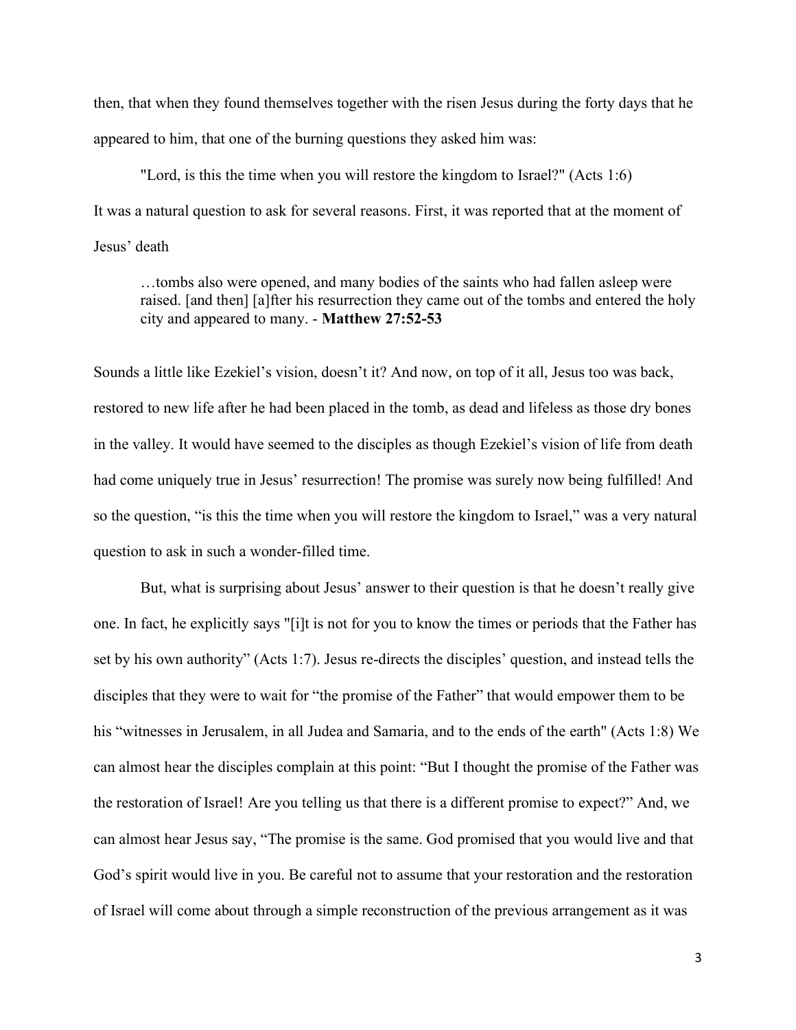then, that when they found themselves together with the risen Jesus during the forty days that he appeared to him, that one of the burning questions they asked him was:

"Lord, is this the time when you will restore the kingdom to Israel?" (Acts 1:6)

It was a natural question to ask for several reasons. First, it was reported that at the moment of Jesus' death

> …tombs also were opened, and many bodies of the saints who had fallen asleep were raised. [and then] [a]fter his resurrection they came out of the tombs and entered the holy city and appeared to many. - **Matthew 27:52-53**

Sounds a little like Ezekiel's vision, doesn't it? And now, on top of it all, Jesus too was back, restored to new life after he had been placed in the tomb, as dead and lifeless as those dry bones in the valley. It would have seemed to the disciples as though Ezekiel's vision of life from death had come uniquely true in Jesus' resurrection! The promise was surely now being fulfilled! And so the question, "is this the time when you will restore the kingdom to Israel," was a very natural question to ask in such a wonder-filled time.

But, what is surprising about Jesus' answer to their question is that he doesn't really give one. In fact, he explicitly says "[i]t is not for you to know the times or periods that the Father has set by his own authority" (Acts 1:7). Jesus re-directs the disciples' question, and instead tells the disciples that they were to wait for "the promise of the Father" that would empower them to be his "witnesses in Jerusalem, in all Judea and Samaria, and to the ends of the earth" (Acts 1:8) We can almost hear the disciples complain at this point: "But I thought the promise of the Father was the restoration of Israel! Are you telling us that there is a different promise to expect?" And, we can almost hear Jesus say, "The promise is the same. God promised that you would live and that God's spirit would live in you. Be careful not to assume that your restoration and the restoration of Israel will come about through a simple reconstruction of the previous arrangement as it was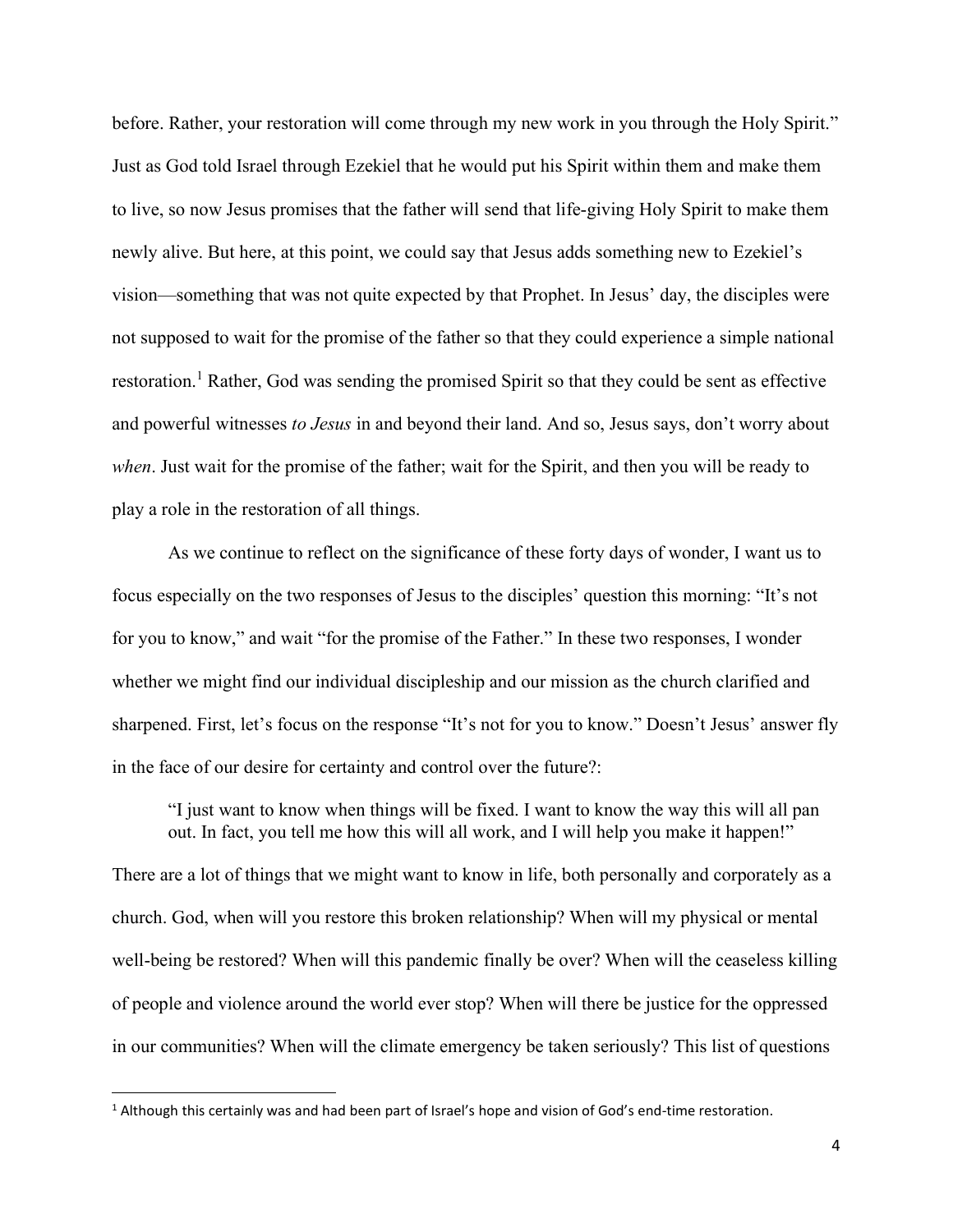before. Rather, your restoration will come through my new work in you through the Holy Spirit." Just as God told Israel through Ezekiel that he would put his Spirit within them and make them to live, so now Jesus promises that the father will send that life-giving Holy Spirit to make them newly alive. But here, at this point, we could say that Jesus adds something new to Ezekiel's vision—something that was not quite expected by that Prophet. In Jesus' day, the disciples were not supposed to wait for the promise of the father so that they could experience a simple national restoration.[1] Rather, God was sending the promised Spirit so that they could be sent as effective and powerful witnesses *to Jesus* in and beyond their land. And so, Jesus says, don't worry about *when*. Just wait for the promise of the father; wait for the Spirit, and then you will be ready to play a role in the restoration of all things.

As we continue to reflect on the significance of these forty days of wonder, I want us to focus especially on the two responses of Jesus to the disciples' question this morning: "It's not for you to know," and wait "for the promise of the Father." In these two responses, I wonder whether we might find our individual discipleship and our mission as the church clarified and sharpened. First, let's focus on the response "It's not for you to know." Doesn't Jesus' answer fly in the face of our desire for certainty and control over the future?:

> "I just want to know when things will be fixed. I want to know the way this will all pan out. In fact, you tell me how this will all work, and I will help you make it happen!"

There are a lot of things that we might want to know in life, both personally and corporately as a church. God, when will you restore this broken relationship? When will my physical or mental well-being be restored? When will this pandemic finally be over? When will the ceaseless killing of people and violence around the world ever stop? When will there be justice for the oppressed in our communities? When will the climate emergency be taken seriously? This list of questions

[1] Although this certainly was and had been part of Israel's hope and vision of God's end-time restoration.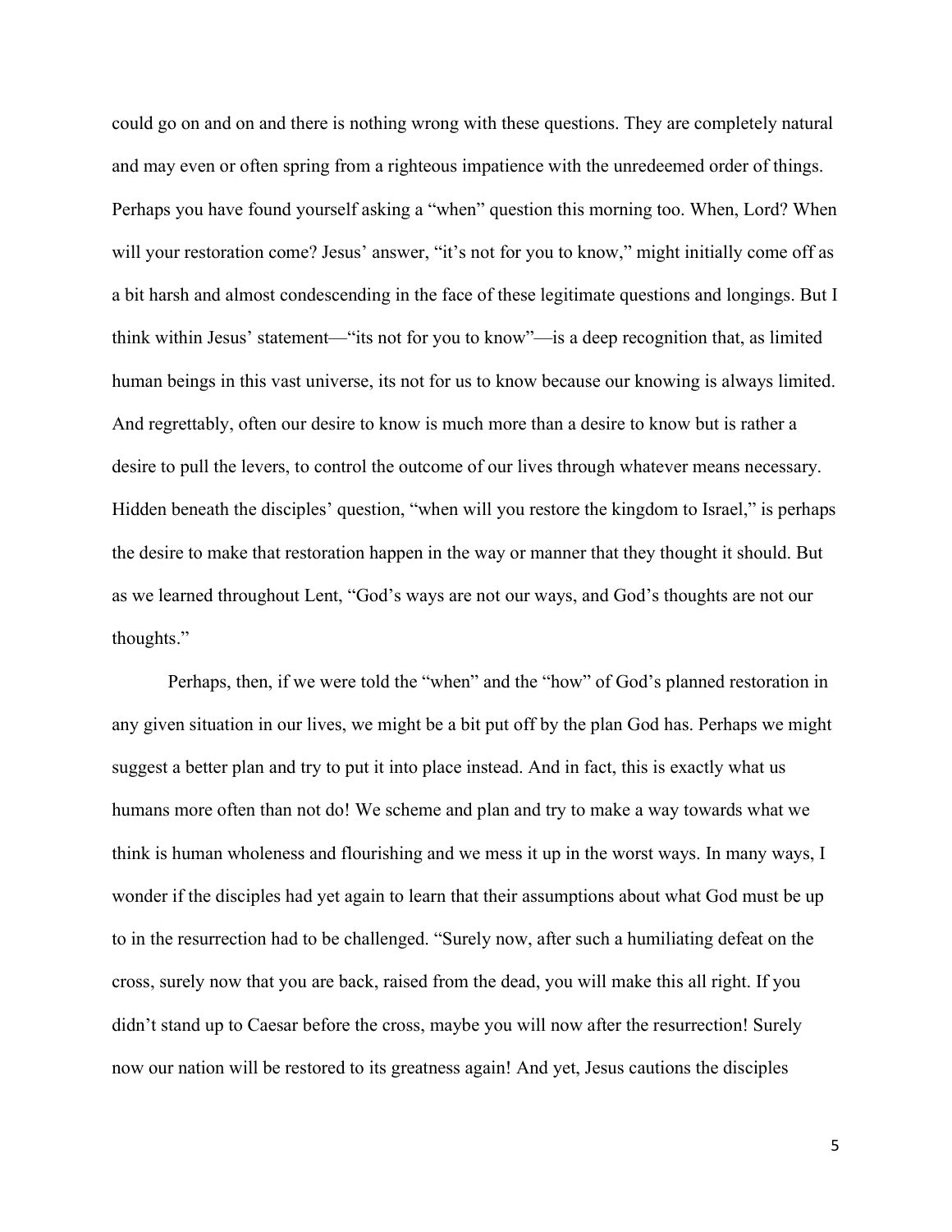could go on and on and there is nothing wrong with these questions. They are completely natural and may even or often spring from a righteous impatience with the unredeemed order of things. Perhaps you have found yourself asking a "when" question this morning too. When, Lord? When will your restoration come? Jesus' answer, "it's not for you to know," might initially come off as a bit harsh and almost condescending in the face of these legitimate questions and longings. But I think within Jesus' statement—"its not for you to know"—is a deep recognition that, as limited human beings in this vast universe, its not for us to know because our knowing is always limited. And regrettably, often our desire to know is much more than a desire to know but is rather a desire to pull the levers, to control the outcome of our lives through whatever means necessary. Hidden beneath the disciples' question, "when will you restore the kingdom to Israel," is perhaps the desire to make that restoration happen in the way or manner that they thought it should. But as we learned throughout Lent, "God's ways are not our ways, and God's thoughts are not our thoughts."

Perhaps, then, if we were told the "when" and the "how" of God's planned restoration in any given situation in our lives, we might be a bit put off by the plan God has. Perhaps we might suggest a better plan and try to put it into place instead. And in fact, this is exactly what us humans more often than not do! We scheme and plan and try to make a way towards what we think is human wholeness and flourishing and we mess it up in the worst ways. In many ways, I wonder if the disciples had yet again to learn that their assumptions about what God must be up to in the resurrection had to be challenged. "Surely now, after such a humiliating defeat on the cross, surely now that you are back, raised from the dead, you will make this all right. If you didn't stand up to Caesar before the cross, maybe you will now after the resurrection! Surely now our nation will be restored to its greatness again! And yet, Jesus cautions the disciples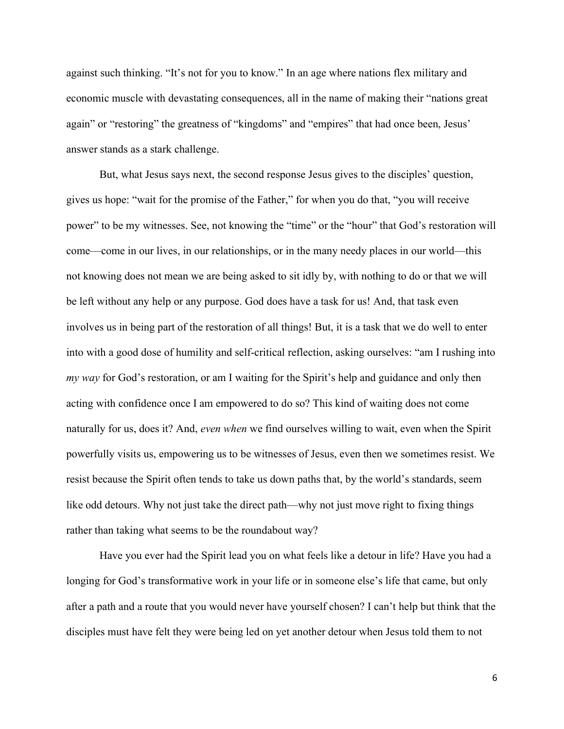against such thinking. "It's not for you to know." In an age where nations flex military and economic muscle with devastating consequences, all in the name of making their "nations great again" or "restoring" the greatness of "kingdoms" and "empires" that had once been, Jesus' answer stands as a stark challenge.

But, what Jesus says next, the second response Jesus gives to the disciples' question, gives us hope: "wait for the promise of the Father," for when you do that, "you will receive power" to be my witnesses. See, not knowing the "time" or the "hour" that God's restoration will come—come in our lives, in our relationships, or in the many needy places in our world—this not knowing does not mean we are being asked to sit idly by, with nothing to do or that we will be left without any help or any purpose. God does have a task for us! And, that task even involves us in being part of the restoration of all things! But, it is a task that we do well to enter into with a good dose of humility and self-critical reflection, asking ourselves: "am I rushing into *my way* for God's restoration, or am I waiting for the Spirit's help and guidance and only then acting with confidence once I am empowered to do so? This kind of waiting does not come naturally for us, does it? And, *even when* we find ourselves willing to wait, even when the Spirit powerfully visits us, empowering us to be witnesses of Jesus, even then we sometimes resist. We resist because the Spirit often tends to take us down paths that, by the world's standards, seem like odd detours. Why not just take the direct path—why not just move right to fixing things rather than taking what seems to be the roundabout way?

Have you ever had the Spirit lead you on what feels like a detour in life? Have you had a longing for God's transformative work in your life or in someone else's life that came, but only after a path and a route that you would never have yourself chosen? I can't help but think that the disciples must have felt they were being led on yet another detour when Jesus told them to not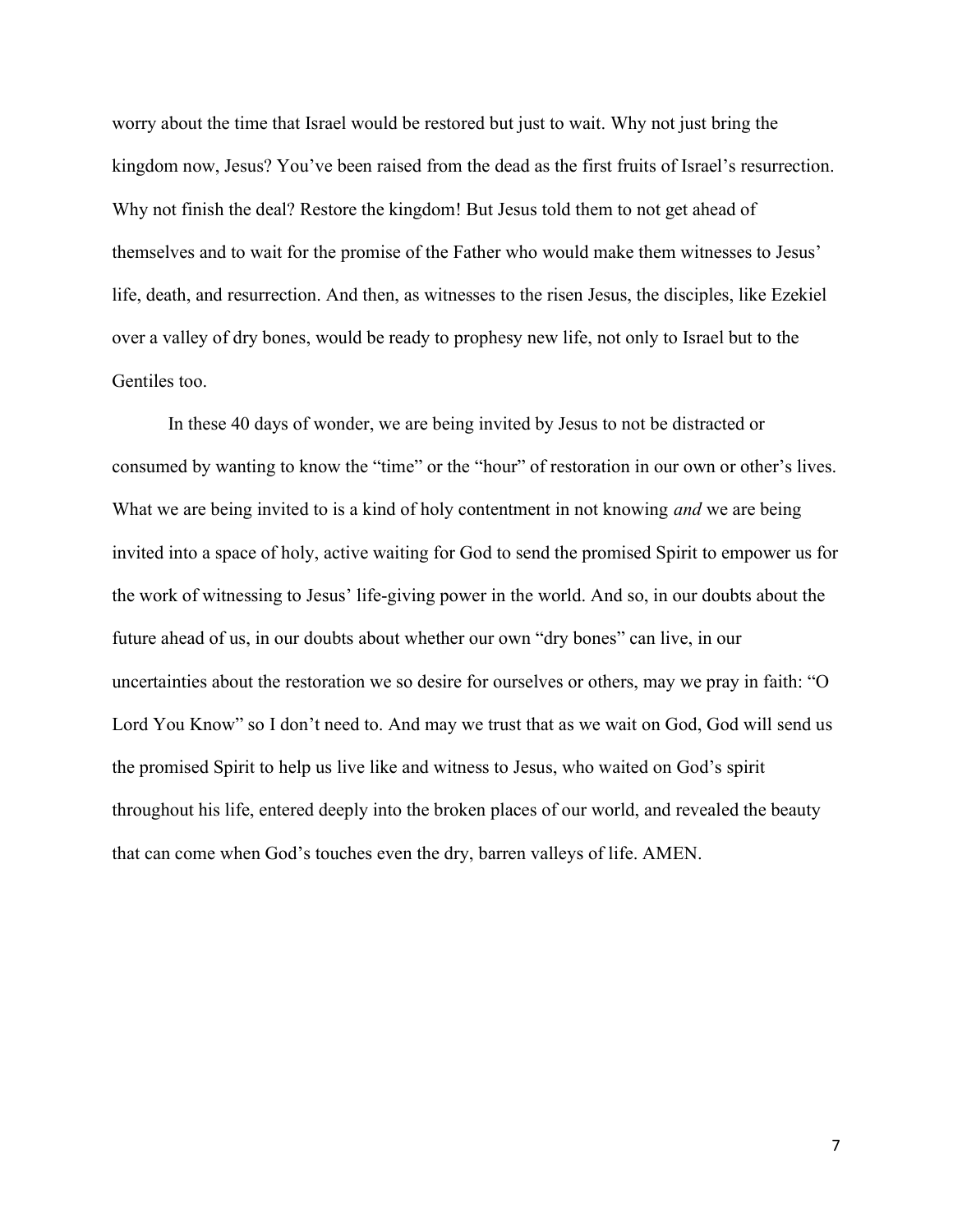worry about the time that Israel would be restored but just to wait. Why not just bring the kingdom now, Jesus? You've been raised from the dead as the first fruits of Israel's resurrection. Why not finish the deal? Restore the kingdom! But Jesus told them to not get ahead of themselves and to wait for the promise of the Father who would make them witnesses to Jesus' life, death, and resurrection. And then, as witnesses to the risen Jesus, the disciples, like Ezekiel over a valley of dry bones, would be ready to prophesy new life, not only to Israel but to the Gentiles too.

In these 40 days of wonder, we are being invited by Jesus to not be distracted or consumed by wanting to know the "time" or the "hour" of restoration in our own or other's lives. What we are being invited to is a kind of holy contentment in not knowing *and* we are being invited into a space of holy, active waiting for God to send the promised Spirit to empower us for the work of witnessing to Jesus' life-giving power in the world. And so, in our doubts about the future ahead of us, in our doubts about whether our own "dry bones" can live, in our uncertainties about the restoration we so desire for ourselves or others, may we pray in faith: "O Lord You Know" so I don't need to. And may we trust that as we wait on God, God will send us the promised Spirit to help us live like and witness to Jesus, who waited on God's spirit throughout his life, entered deeply into the broken places of our world, and revealed the beauty that can come when God's touches even the dry, barren valleys of life. AMEN.